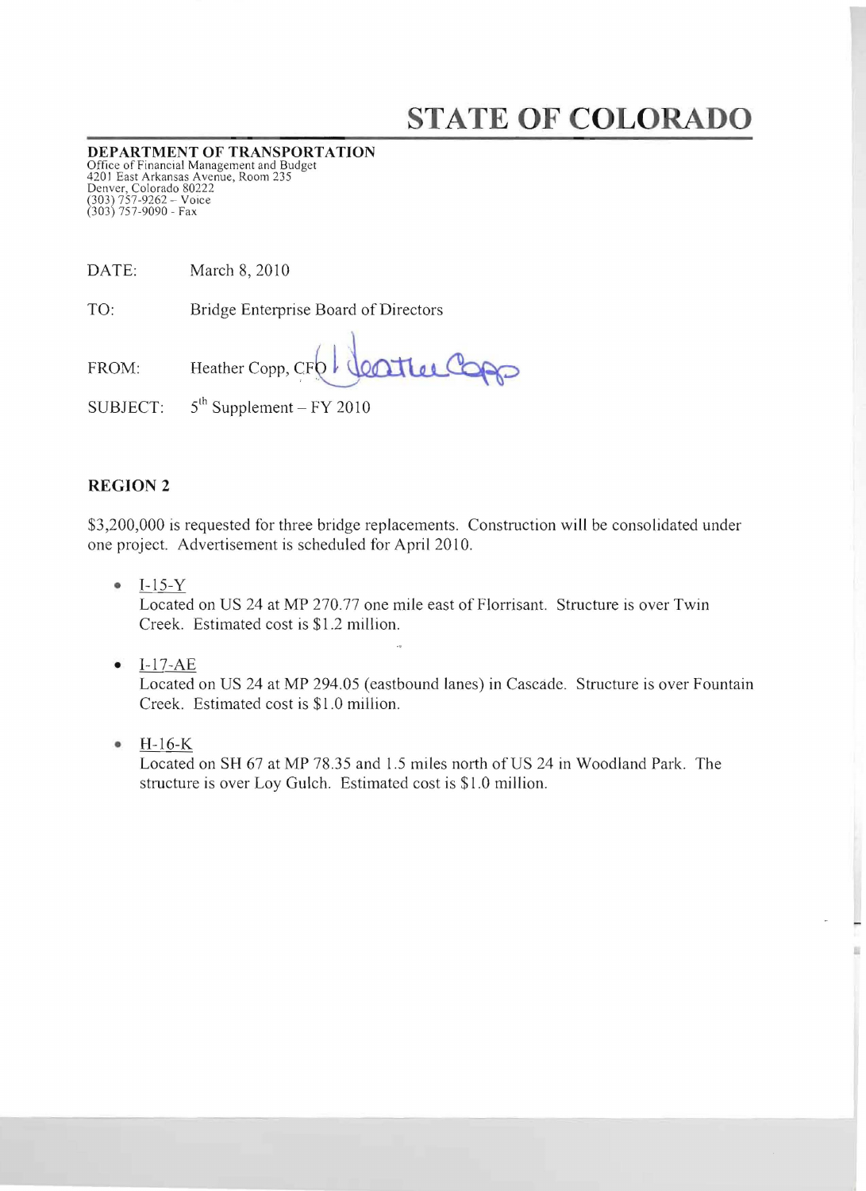# STATE OF COLORADO

**DEPARTMENT OF TRANSPORTATION**
Office of Financial Management and Budget
4201 East Arkansas Avenue, Room 235
Denver, Colorado 80222
(303) 757-9262 – Voice
(303) 757-9090 - Fax

DATE: March 8, 2010

TO: Bridge Enterprise Board of Directors

FROM: Heather Copp, CFO

SUBJECT: 5th Supplement – FY 2010

## REGION 2

$3,200,000 is requested for three bridge replacements. Construction will be consolidated under one project. Advertisement is scheduled for April 2010.

- I-15-Y
  Located on US 24 at MP 270.77 one mile east of Florrisant. Structure is over Twin Creek. Estimated cost is $1.2 million.

- I-17-AE
  Located on US 24 at MP 294.05 (eastbound lanes) in Cascade. Structure is over Fountain Creek. Estimated cost is $1.0 million.

- H-16-K
  Located on SH 67 at MP 78.35 and 1.5 miles north of US 24 in Woodland Park. The structure is over Loy Gulch. Estimated cost is $1.0 million.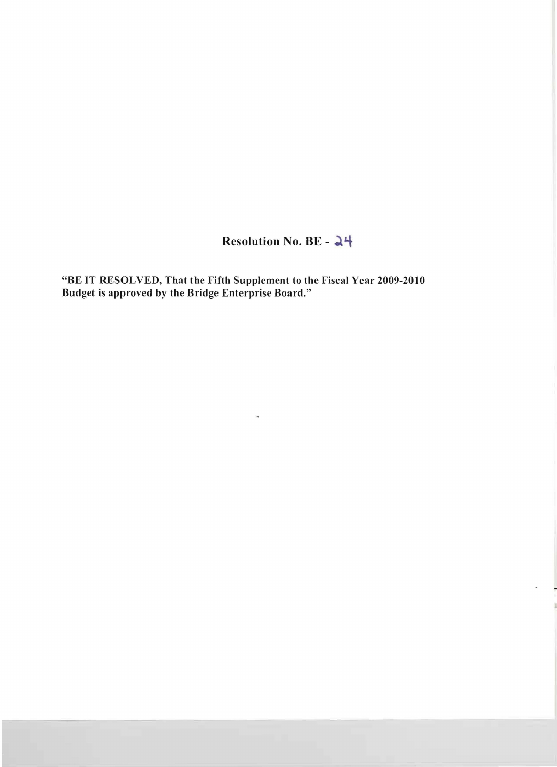## Resolution No. BE - 24

**"BE IT RESOLVED, That the Fifth Supplement to the Fiscal Year 2009-2010 Budget is approved by the Bridge Enterprise Board."**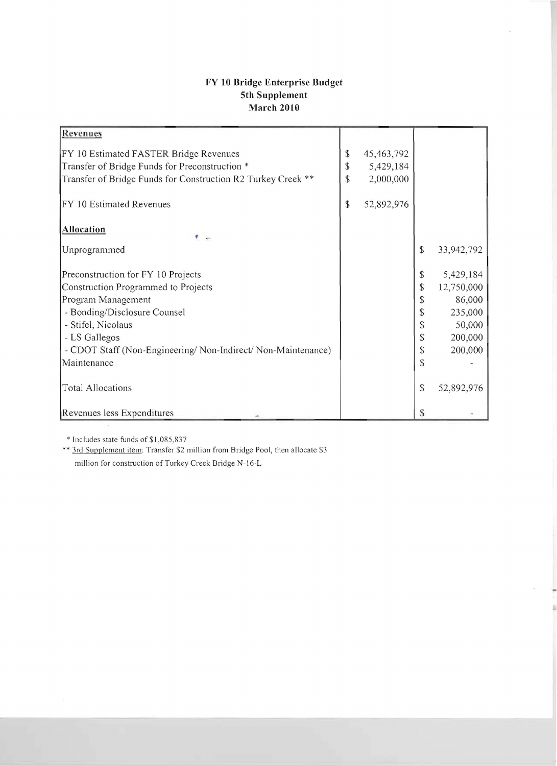# FY 10 Bridge Enterprise Budget
## 5th Supplement
### March 2010

| | | |
|---|---|---|
| **Revenues** | | |
| FY 10 Estimated FASTER Bridge Revenues | $ 45,463,792 | |
| Transfer of Bridge Funds for Preconstruction * | $ 5,429,184 | |
| Transfer of Bridge Funds for Construction R2 Turkey Creek ** | $ 2,000,000 | |
| FY 10 Estimated Revenues | $ 52,892,976 | |
| **Allocation** | | |
| Unprogrammed | | $ 33,942,792 |
| Preconstruction for FY 10 Projects | | $ 5,429,184 |
| Construction Programmed to Projects | | $ 12,750,000 |
| Program Management | | $ 86,000 |
| - Bonding/Disclosure Counsel | | $ 235,000 |
| - Stifel, Nicolaus | | $ 50,000 |
| - LS Gallegos | | $ 200,000 |
| - CDOT Staff (Non-Engineering/ Non-Indirect/ Non-Maintenance) | | $ 200,000 |
| Maintenance | | $ - |
| Total Allocations | | $ 52,892,976 |
| Revenues less Expenditures | | $ - |

\* Includes state funds of $1,085,837

\*\* 3rd Supplement item: Transfer $2 million from Bridge Pool, then allocate $3 million for construction of Turkey Creek Bridge N-16-L